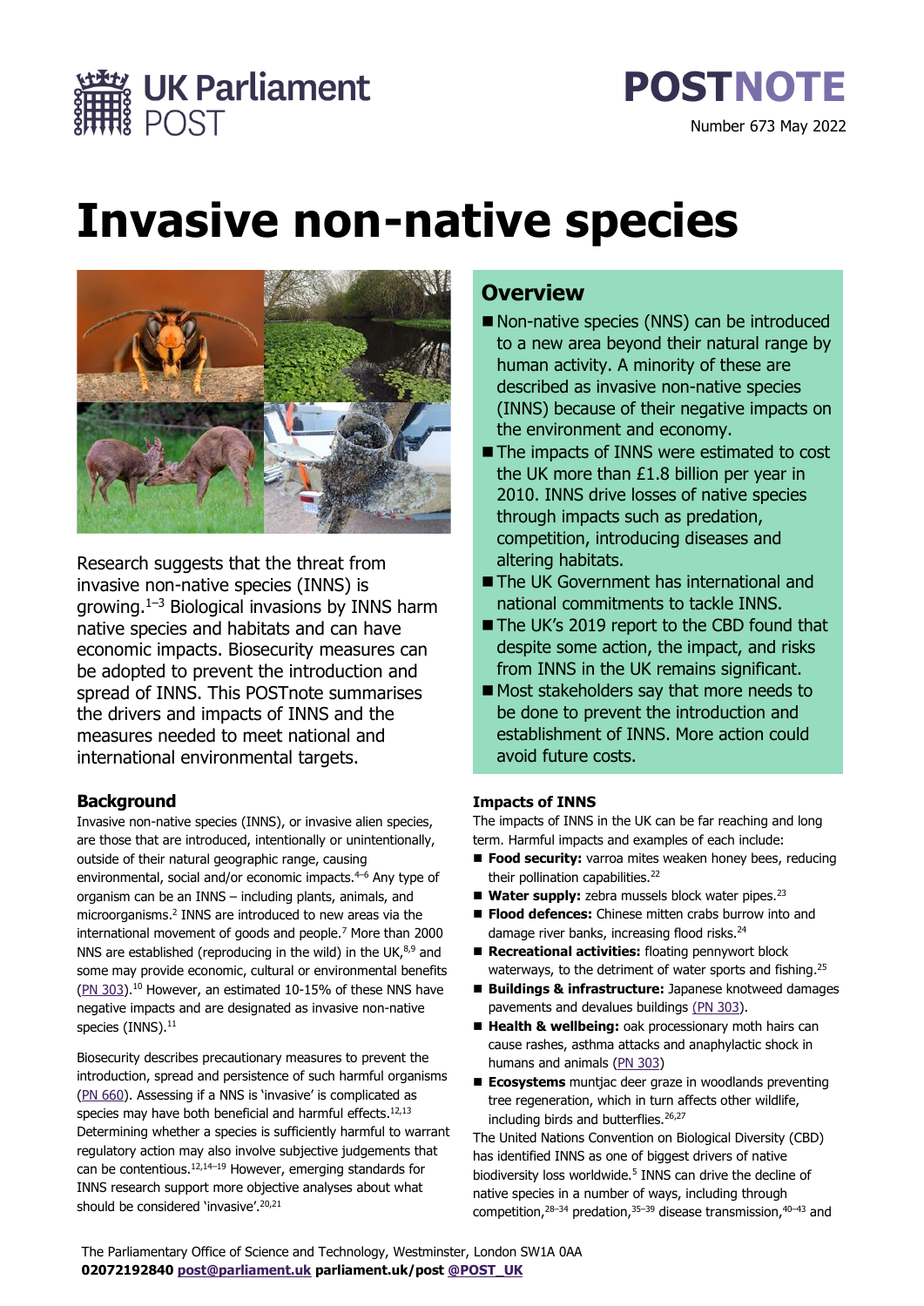UK Parliament POST

POSTNOTE

Number 673 May 2022

# Invasive non-native species

Research suggests that the threat from invasive non-native species (INNS) is growing.[1–3] Biological invasions by INNS harm native species and habitats and can have economic impacts. Biosecurity measures can be adopted to prevent the introduction and spread of INNS. This POSTnote summarises the drivers and impacts of INNS and the measures needed to meet national and international environmental targets.

## Overview

- Non-native species (NNS) can be introduced to a new area beyond their natural range by human activity. A minority of these are described as invasive non-native species (INNS) because of their negative impacts on the environment and economy.
- The impacts of INNS were estimated to cost the UK more than £1.8 billion per year in 2010. INNS drive losses of native species through impacts such as predation, competition, introducing diseases and altering habitats.
- The UK Government has international and national commitments to tackle INNS.
- The UK's 2019 report to the CBD found that despite some action, the impact, and risks from INNS in the UK remains significant.
- Most stakeholders say that more needs to be done to prevent the introduction and establishment of INNS. More action could avoid future costs.

## Background

Invasive non-native species (INNS), or invasive alien species, are those that are introduced, intentionally or unintentionally, outside of their natural geographic range, causing environmental, social and/or economic impacts.[4–6] Any type of organism can be an INNS – including plants, animals, and microorganisms.[2] INNS are introduced to new areas via the international movement of goods and people.[7] More than 2000 NNS are established (reproducing in the wild) in the UK,[8,9] and some may provide economic, cultural or environmental benefits (PN 303).[10] However, an estimated 10-15% of these NNS have negative impacts and are designated as invasive non-native species (INNS).[11]

Biosecurity describes precautionary measures to prevent the introduction, spread and persistence of such harmful organisms (PN 660). Assessing if a NNS is 'invasive' is complicated as species may have both beneficial and harmful effects.[12,13] Determining whether a species is sufficiently harmful to warrant regulatory action may also involve subjective judgements that can be contentious.[12,14–19] However, emerging standards for INNS research support more objective analyses about what should be considered 'invasive'.[20,21]

### Impacts of INNS

The impacts of INNS in the UK can be far reaching and long term. Harmful impacts and examples of each include:

- **Food security:** varroa mites weaken honey bees, reducing their pollination capabilities.[22]
- **Water supply:** zebra mussels block water pipes.[23]
- **Flood defences:** Chinese mitten crabs burrow into and damage river banks, increasing flood risks.[24]
- **Recreational activities:** floating pennywort block waterways, to the detriment of water sports and fishing.[25]
- **Buildings & infrastructure:** Japanese knotweed damages pavements and devalues buildings (PN 303).
- **Health & wellbeing:** oak processionary moth hairs can cause rashes, asthma attacks and anaphylactic shock in humans and animals (PN 303)
- **Ecosystems** muntjac deer graze in woodlands preventing tree regeneration, which in turn affects other wildlife, including birds and butterflies.[26,27]

The United Nations Convention on Biological Diversity (CBD) has identified INNS as one of biggest drivers of native biodiversity loss worldwide.[5] INNS can drive the decline of native species in a number of ways, including through competition,[28–34] predation,[35–39] disease transmission,[40–43] and

The Parliamentary Office of Science and Technology, Westminster, London SW1A 0AA
**02072192840 post@parliament.uk parliament.uk/post @POST_UK**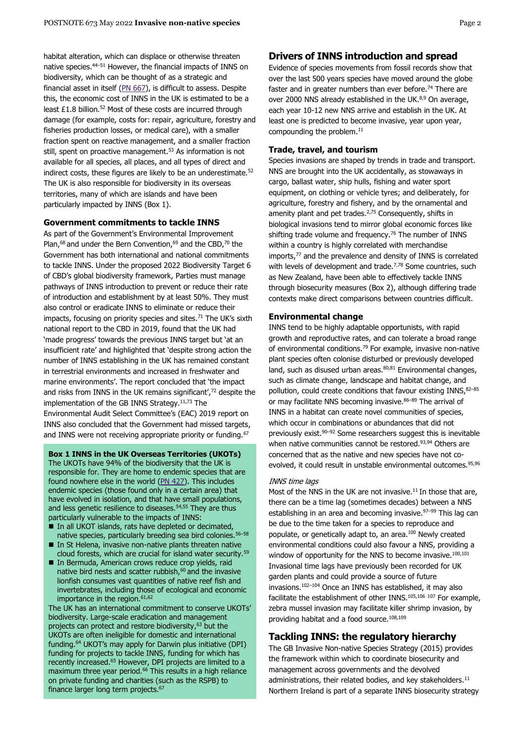habitat alteration, which can displace or otherwise threaten native species.[44–51] However, the financial impacts of INNS on biodiversity, which can be thought of as a strategic and financial asset in itself (PN 667), is difficult to assess. Despite this, the economic cost of INNS in the UK is estimated to be a least £1.8 billion.[52] Most of these costs are incurred through damage (for example, costs for: repair, agriculture, forestry and fisheries production losses, or medical care), with a smaller fraction spent on reactive management, and a smaller fraction still, spent on proactive management.[53] As information is not available for all species, all places, and all types of direct and indirect costs, these figures are likely to be an underestimate.[52] The UK is also responsible for biodiversity in its overseas territories, many of which are islands and have been particularly impacted by INNS (Box 1).

### Government commitments to tackle INNS

As part of the Government's Environmental Improvement Plan,[68] and under the Bern Convention,[69] and the CBD,[70] the Government has both international and national commitments to tackle INNS. Under the proposed 2022 Biodiversity Target 6 of CBD's global biodiversity framework, Parties must manage pathways of INNS introduction to prevent or reduce their rate of introduction and establishment by at least 50%. They must also control or eradicate INNS to eliminate or reduce their impacts, focusing on priority species and sites.[71] The UK's sixth national report to the CBD in 2019, found that the UK had 'made progress' towards the previous INNS target but 'at an insufficient rate' and highlighted that 'despite strong action the number of INNS establishing in the UK has remained constant in terrestrial environments and increased in freshwater and marine environments'. The report concluded that 'the impact and risks from INNS in the UK remains significant',[72] despite the implementation of the GB INNS Strategy.[11,73] The Environmental Audit Select Committee's (EAC) 2019 report on INNS also concluded that the Government had missed targets, and INNS were not receiving appropriate priority or funding.[67]

**Box 1 INNS in the UK Overseas Territories (UKOTs)**

The UKOTs have 94% of the biodiversity that the UK is responsible for. They are home to endemic species that are found nowhere else in the world (PN 427). This includes endemic species (those found only in a certain area) that have evolved in isolation, and that have small populations, and less genetic resilience to diseases.[54,55] They are thus particularly vulnerable to the impacts of INNS:

- In all UKOT islands, rats have depleted or decimated, native species, particularly breeding sea bird colonies.[56–58]
- In St Helena, invasive non-native plants threaten native cloud forests, which are crucial for island water security.[59]
- In Bermuda, American crows reduce crop yields, raid native bird nests and scatter rubbish,[60] and the invasive lionfish consumes vast quantities of native reef fish and invertebrates, including those of ecological and economic importance in the region.[61,62]

The UK has an international commitment to conserve UKOTs' biodiversity. Large-scale eradication and management projects can protect and restore biodiversity,[63] but the UKOTs are often ineligible for domestic and international funding.[64] UKOT's may apply for Darwin plus initiative (DPI) funding for projects to tackle INNS, funding for which has recently increased.[65] However, DPI projects are limited to a maximum three year period.[66] This results in a high reliance on private funding and charities (such as the RSPB) to finance larger long term projects.[67]

## Drivers of INNS introduction and spread

Evidence of species movements from fossil records show that over the last 500 years species have moved around the globe faster and in greater numbers than ever before.[74] There are over 2000 NNS already established in the UK.[8,9] On average, each year 10-12 new NNS arrive and establish in the UK. At least one is predicted to become invasive, year upon year, compounding the problem.[11]

### Trade, travel, and tourism

Species invasions are shaped by trends in trade and transport. NNS are brought into the UK accidentally, as stowaways in cargo, ballast water, ship hulls, fishing and water sport equipment, on clothing or vehicle tyres; and deliberately, for agriculture, forestry and fishery, and by the ornamental and amenity plant and pet trades.[2,75] Consequently, shifts in biological invasions tend to mirror global economic forces like shifting trade volume and frequency.[76] The number of INNS within a country is highly correlated with merchandise imports,[77] and the prevalence and density of INNS is correlated with levels of development and trade.[7,78] Some countries, such as New Zealand, have been able to effectively tackle INNS through biosecurity measures (Box 2), although differing trade contexts make direct comparisons between countries difficult.

### Environmental change

INNS tend to be highly adaptable opportunists, with rapid growth and reproductive rates, and can tolerate a broad range of environmental conditions.[79] For example, invasive non-native plant species often colonise disturbed or previously developed land, such as disused urban areas.[80,81] Environmental changes, such as climate change, landscape and habitat change, and pollution, could create conditions that favour existing INNS,[82–85] or may facilitate NNS becoming invasive.[86–89] The arrival of INNS in a habitat can create novel communities of species, which occur in combinations or abundances that did not previously exist.[90–92] Some researchers suggest this is inevitable when native communities cannot be restored.[93,94] Others are concerned that as the native and new species have not co-evolved, it could result in unstable environmental outcomes.[95,96]

*INNS time lags*

Most of the NNS in the UK are not invasive.[11] In those that are, there can be a time lag (sometimes decades) between a NNS establishing in an area and becoming invasive.[97–99] This lag can be due to the time taken for a species to reproduce and populate, or genetically adapt to, an area.[100] Newly created environmental conditions could also favour a NNS, providing a window of opportunity for the NNS to become invasive.[100,101] Invasional time lags have previously been recorded for UK garden plants and could provide a source of future invasions.[102–104] Once an INNS has established, it may also facilitate the establishment of other INNS.[105,106 107] For example, zebra mussel invasion may facilitate killer shrimp invasion, by providing habitat and a food source.[108,109]

## Tackling INNS: the regulatory hierarchy

The GB Invasive Non-native Species Strategy (2015) provides the framework within which to coordinate biosecurity and management across governments and the devolved administrations, their related bodies, and key stakeholders.[11] Northern Ireland is part of a separate INNS biosecurity strategy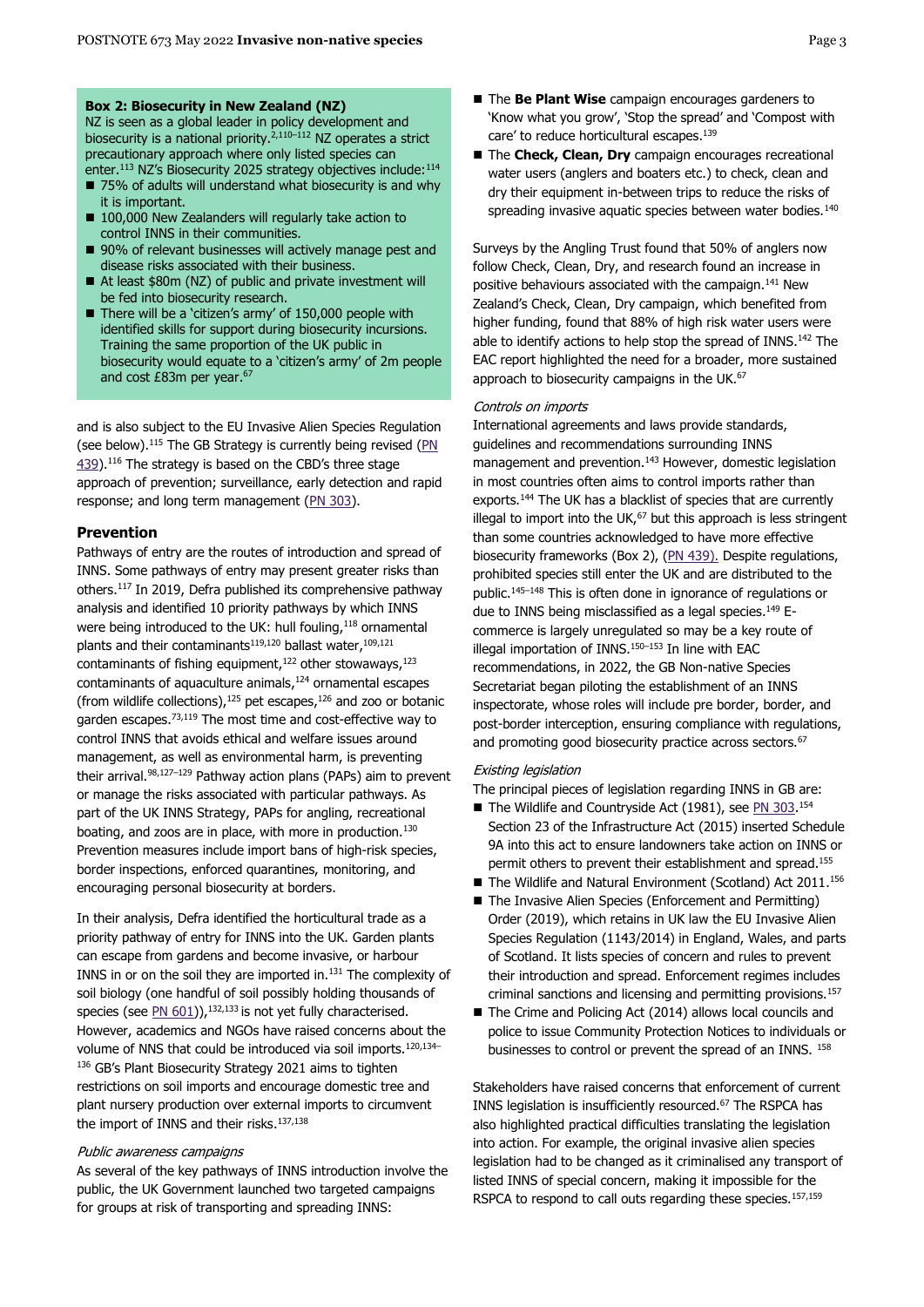**Box 2: Biosecurity in New Zealand (NZ)**

NZ is seen as a global leader in policy development and biosecurity is a national priority.[2,110–112] NZ operates a strict precautionary approach where only listed species can enter.[113] NZ's Biosecurity 2025 strategy objectives include:[114]

- 75% of adults will understand what biosecurity is and why it is important.
- 100,000 New Zealanders will regularly take action to control INNS in their communities.
- 90% of relevant businesses will actively manage pest and disease risks associated with their business.
- At least $80m (NZ) of public and private investment will be fed into biosecurity research.
- There will be a 'citizen's army' of 150,000 people with identified skills for support during biosecurity incursions. Training the same proportion of the UK public in biosecurity would equate to a 'citizen's army' of 2m people and cost £83m per year.[67]

and is also subject to the EU Invasive Alien Species Regulation (see below).[115] The GB Strategy is currently being revised (PN 439).[116] The strategy is based on the CBD's three stage approach of prevention; surveillance, early detection and rapid response; and long term management (PN 303).

## Prevention

Pathways of entry are the routes of introduction and spread of INNS. Some pathways of entry may present greater risks than others.[117] In 2019, Defra published its comprehensive pathway analysis and identified 10 priority pathways by which INNS were being introduced to the UK: hull fouling,[118] ornamental plants and their contaminants[119,120] ballast water,[109,121] contaminants of fishing equipment,[122] other stowaways,[123] contaminants of aquaculture animals,[124] ornamental escapes (from wildlife collections),[125] pet escapes,[126] and zoo or botanic garden escapes.[73,119] The most time and cost-effective way to control INNS that avoids ethical and welfare issues around management, as well as environmental harm, is preventing their arrival.[98,127–129] Pathway action plans (PAPs) aim to prevent or manage the risks associated with particular pathways. As part of the UK INNS Strategy, PAPs for angling, recreational boating, and zoos are in place, with more in production.[130] Prevention measures include import bans of high-risk species, border inspections, enforced quarantines, monitoring, and encouraging personal biosecurity at borders.

In their analysis, Defra identified the horticultural trade as a priority pathway of entry for INNS into the UK. Garden plants can escape from gardens and become invasive, or harbour INNS in or on the soil they are imported in.[131] The complexity of soil biology (one handful of soil possibly holding thousands of species (see PN 601)),[132,133] is not yet fully characterised. However, academics and NGOs have raised concerns about the volume of NNS that could be introduced via soil imports.[120,134–136] GB's Plant Biosecurity Strategy 2021 aims to tighten restrictions on soil imports and encourage domestic tree and plant nursery production over external imports to circumvent the import of INNS and their risks.[137,138]

### *Public awareness campaigns*

As several of the key pathways of INNS introduction involve the public, the UK Government launched two targeted campaigns for groups at risk of transporting and spreading INNS:

- The **Be Plant Wise** campaign encourages gardeners to 'Know what you grow', 'Stop the spread' and 'Compost with care' to reduce horticultural escapes.[139]
- The **Check, Clean, Dry** campaign encourages recreational water users (anglers and boaters etc.) to check, clean and dry their equipment in-between trips to reduce the risks of spreading invasive aquatic species between water bodies.[140]

Surveys by the Angling Trust found that 50% of anglers now follow Check, Clean, Dry, and research found an increase in positive behaviours associated with the campaign.[141] New Zealand's Check, Clean, Dry campaign, which benefited from higher funding, found that 88% of high risk water users were able to identify actions to help stop the spread of INNS.[142] The EAC report highlighted the need for a broader, more sustained approach to biosecurity campaigns in the UK.[67]

### *Controls on imports*

International agreements and laws provide standards, guidelines and recommendations surrounding INNS management and prevention.[143] However, domestic legislation in most countries often aims to control imports rather than exports.[144] The UK has a blacklist of species that are currently illegal to import into the UK,[67] but this approach is less stringent than some countries acknowledged to have more effective biosecurity frameworks (Box 2), (PN 439). Despite regulations, prohibited species still enter the UK and are distributed to the public.[145–148] This is often done in ignorance of regulations or due to INNS being misclassified as a legal species.[149] E-commerce is largely unregulated so may be a key route of illegal importation of INNS.[150–153] In line with EAC recommendations, in 2022, the GB Non-native Species Secretariat began piloting the establishment of an INNS inspectorate, whose roles will include pre border, border, and post-border interception, ensuring compliance with regulations, and promoting good biosecurity practice across sectors.[67]

### *Existing legislation*

The principal pieces of legislation regarding INNS in GB are:

- The Wildlife and Countryside Act (1981), see PN 303.[154] Section 23 of the Infrastructure Act (2015) inserted Schedule 9A into this act to ensure landowners take action on INNS or permit others to prevent their establishment and spread.[155]
- The Wildlife and Natural Environment (Scotland) Act 2011.[156]
- The Invasive Alien Species (Enforcement and Permitting) Order (2019), which retains in UK law the EU Invasive Alien Species Regulation (1143/2014) in England, Wales, and parts of Scotland. It lists species of concern and rules to prevent their introduction and spread. Enforcement regimes includes criminal sanctions and licensing and permitting provisions.[157]
- The Crime and Policing Act (2014) allows local councils and police to issue Community Protection Notices to individuals or businesses to control or prevent the spread of an INNS.[158]

Stakeholders have raised concerns that enforcement of current INNS legislation is insufficiently resourced.[67] The RSPCA has also highlighted practical difficulties translating the legislation into action. For example, the original invasive alien species legislation had to be changed as it criminalised any transport of listed INNS of special concern, making it impossible for the RSPCA to respond to call outs regarding these species.[157,159]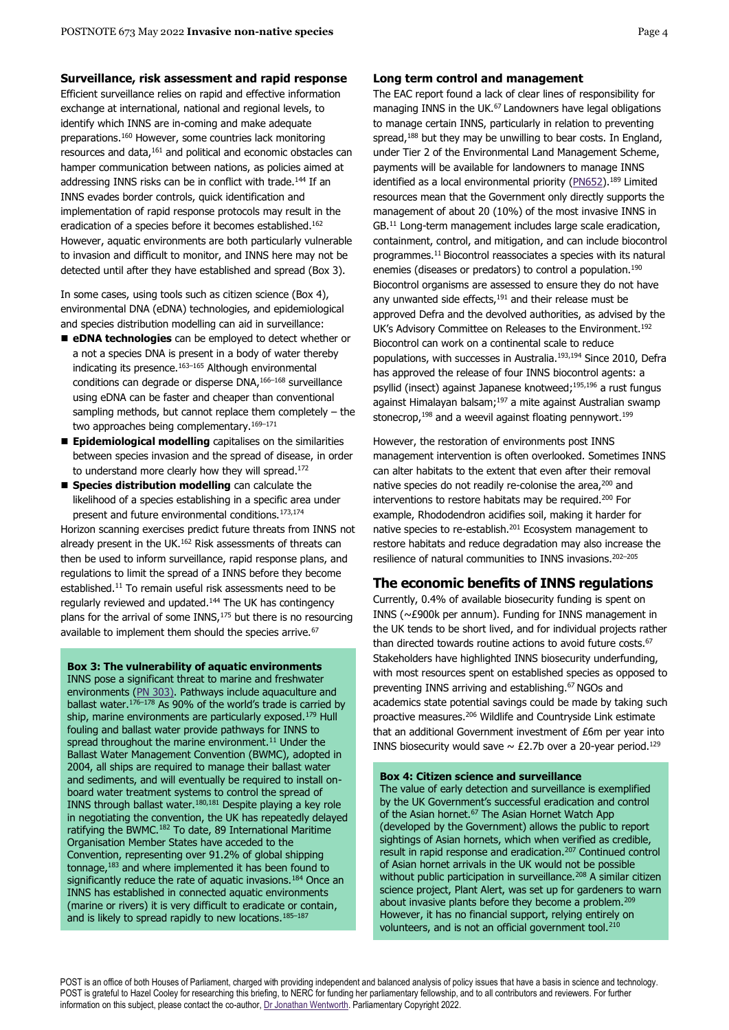## Surveillance, risk assessment and rapid response

Efficient surveillance relies on rapid and effective information exchange at international, national and regional levels, to identify which INNS are in-coming and make adequate preparations.[160] However, some countries lack monitoring resources and data,[161] and political and economic obstacles can hamper communication between nations, as policies aimed at addressing INNS risks can be in conflict with trade.[144] If an INNS evades border controls, quick identification and implementation of rapid response protocols may result in the eradication of a species before it becomes established.[162] However, aquatic environments are both particularly vulnerable to invasion and difficult to monitor, and INNS here may not be detected until after they have established and spread (Box 3).

In some cases, using tools such as citizen science (Box 4), environmental DNA (eDNA) technologies, and epidemiological and species distribution modelling can aid in surveillance:

- **eDNA technologies** can be employed to detect whether or a not a species DNA is present in a body of water thereby indicating its presence.[163–165] Although environmental conditions can degrade or disperse DNA,[166–168] surveillance using eDNA can be faster and cheaper than conventional sampling methods, but cannot replace them completely – the two approaches being complementary.[169–171]
- **Epidemiological modelling** capitalises on the similarities between species invasion and the spread of disease, in order to understand more clearly how they will spread.[172]
- **Species distribution modelling** can calculate the likelihood of a species establishing in a specific area under present and future environmental conditions.[173,174]

Horizon scanning exercises predict future threats from INNS not already present in the UK.[162] Risk assessments of threats can then be used to inform surveillance, rapid response plans, and regulations to limit the spread of a INNS before they become established.[11] To remain useful risk assessments need to be regularly reviewed and updated.[144] The UK has contingency plans for the arrival of some INNS,[175] but there is no resourcing available to implement them should the species arrive.[67]

### Box 3: The vulnerability of aquatic environments

INNS pose a significant threat to marine and freshwater environments (PN 303). Pathways include aquaculture and ballast water.[176–178] As 90% of the world's trade is carried by ship, marine environments are particularly exposed.[179] Hull fouling and ballast water provide pathways for INNS to spread throughout the marine environment.[11] Under the Ballast Water Management Convention (BWMC), adopted in 2004, all ships are required to manage their ballast water and sediments, and will eventually be required to install on-board water treatment systems to control the spread of INNS through ballast water.[180,181] Despite playing a key role in negotiating the convention, the UK has repeatedly delayed ratifying the BWMC.[182] To date, 89 International Maritime Organisation Member States have acceded to the Convention, representing over 91.2% of global shipping tonnage,[183] and where implemented it has been found to significantly reduce the rate of aquatic invasions.[184] Once an INNS has established in connected aquatic environments (marine or rivers) it is very difficult to eradicate or contain, and is likely to spread rapidly to new locations.[185–187]

## Long term control and management

The EAC report found a lack of clear lines of responsibility for managing INNS in the UK.[67] Landowners have legal obligations to manage certain INNS, particularly in relation to preventing spread,[188] but they may be unwilling to bear costs. In England, under Tier 2 of the Environmental Land Management Scheme, payments will be available for landowners to manage INNS identified as a local environmental priority (PN652).[189] Limited resources mean that the Government only directly supports the management of about 20 (10%) of the most invasive INNS in GB.[11] Long-term management includes large scale eradication, containment, control, and mitigation, and can include biocontrol programmes.[11] Biocontrol reassociates a species with its natural enemies (diseases or predators) to control a population.[190] Biocontrol organisms are assessed to ensure they do not have any unwanted side effects,[191] and their release must be approved Defra and the devolved authorities, as advised by the UK's Advisory Committee on Releases to the Environment.[192] Biocontrol can work on a continental scale to reduce populations, with successes in Australia.[193,194] Since 2010, Defra has approved the release of four INNS biocontrol agents: a psyllid (insect) against Japanese knotweed;[195,196] a rust fungus against Himalayan balsam;[197] a mite against Australian swamp stonecrop,[198] and a weevil against floating pennywort.[199]

However, the restoration of environments post INNS management intervention is often overlooked. Sometimes INNS can alter habitats to the extent that even after their removal native species do not readily re-colonise the area,[200] and interventions to restore habitats may be required.[200] For example, Rhododendron acidifies soil, making it harder for native species to re-establish.[201] Ecosystem management to restore habitats and reduce degradation may also increase the resilience of natural communities to INNS invasions.[202–205]

## The economic benefits of INNS regulations

Currently, 0.4% of available biosecurity funding is spent on INNS (~£900k per annum). Funding for INNS management in the UK tends to be short lived, and for individual projects rather than directed towards routine actions to avoid future costs.[67] Stakeholders have highlighted INNS biosecurity underfunding, with most resources spent on established species as opposed to preventing INNS arriving and establishing.[67] NGOs and academics state potential savings could be made by taking such proactive measures.[206] Wildlife and Countryside Link estimate that an additional Government investment of £6m per year into INNS biosecurity would save ~ £2.7b over a 20-year period.[129]

### Box 4: Citizen science and surveillance

The value of early detection and surveillance is exemplified by the UK Government's successful eradication and control of the Asian hornet.[67] The Asian Hornet Watch App (developed by the Government) allows the public to report sightings of Asian hornets, which when verified as credible, result in rapid response and eradication.[207] Continued control of Asian hornet arrivals in the UK would not be possible without public participation in surveillance.[208] A similar citizen science project, Plant Alert, was set up for gardeners to warn about invasive plants before they become a problem.[209] However, it has no financial support, relying entirely on volunteers, and is not an official government tool.[210]

POST is an office of both Houses of Parliament, charged with providing independent and balanced analysis of policy issues that have a basis in science and technology. POST is grateful to Hazel Cooley for researching this briefing, to NERC for funding her parliamentary fellowship, and to all contributors and reviewers. For further information on this subject, please contact the co-author, Dr Jonathan Wentworth. Parliamentary Copyright 2022.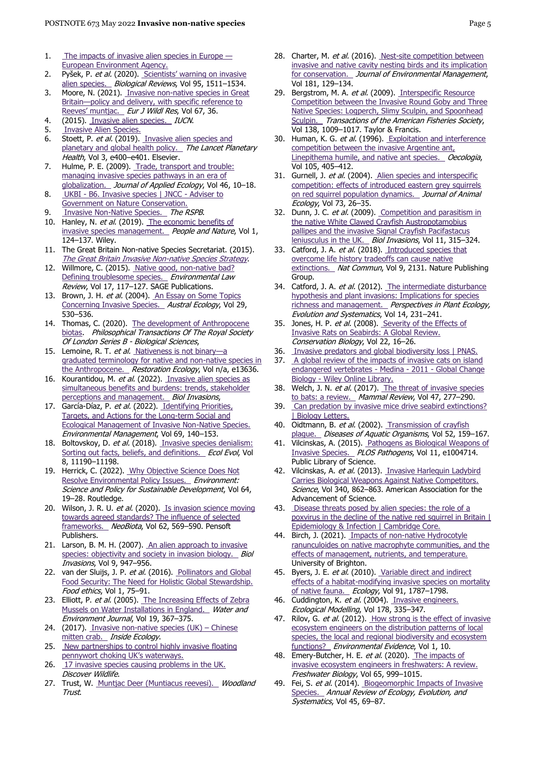1. The impacts of invasive alien species in Europe — European Environment Agency.
2. Pyšek, P. *et al.* (2020). Scientists' warning on invasive alien species. *Biological Reviews*, Vol 95, 1511–1534.
3. Moore, N. (2021). Invasive non-native species in Great Britain—policy and delivery, with specific reference to Reeves' muntjac. *Eur J Wildl Res*, Vol 67, 36.
4. (2015). Invasive alien species. *IUCN*.
5. Invasive Alien Species.
6. Stoett, P. *et al.* (2019). Invasive alien species and planetary and global health policy. *The Lancet Planetary Health*, Vol 3, e400–e401. Elsevier.
7. Hulme, P. E. (2009). Trade, transport and trouble: managing invasive species pathways in an era of globalization. *Journal of Applied Ecology*, Vol 46, 10–18.
8. UKBI - B6. Invasive species | JNCC - Adviser to Government on Nature Conservation.
9. Invasive Non-Native Species. *The RSPB*.
10. Hanley, N. *et al.* (2019). The economic benefits of invasive species management. *People and Nature*, Vol 1, 124–137. Wiley.
11. The Great Britain Non-native Species Secretariat. (2015). *The Great Britain Invasive Non-native Species Strategy*.
12. Willmore, C. (2015). Native good, non-native bad? Defining troublesome species. *Environmental Law Review*, Vol 17, 117–127. SAGE Publications.
13. Brown, J. H. *et al.* (2004). An Essay on Some Topics Concerning Invasive Species. *Austral Ecology*, Vol 29, 530–536.
14. Thomas, C. (2020). The development of Anthropocene biotas. *Philosophical Transactions Of The Royal Society Of London Series B - Biological Sciences*,
15. Lemoine, R. T. *et al.* Nativeness is not binary—a graduated terminology for native and non-native species in the Anthropocene. *Restoration Ecology*, Vol n/a, e13636.
16. Kourantidou, M. *et al.* (2022). Invasive alien species as simultaneous benefits and burdens: trends, stakeholder perceptions and management. *Biol Invasions*,
17. García-Díaz, P. *et al.* (2022). Identifying Priorities, Targets, and Actions for the Long-term Social and Ecological Management of Invasive Non-Native Species. *Environmental Management*, Vol 69, 140–153.
18. Boltovskoy, D. *et al.* (2018). Invasive species denialism: Sorting out facts, beliefs, and definitions. *Ecol Evol*, Vol 8, 11190–11198.
19. Herrick, C. (2022). Why Objective Science Does Not Resolve Environmental Policy Issues. *Environment: Science and Policy for Sustainable Development*, Vol 64, 19–28. Routledge.
20. Wilson, J. R. U. *et al.* (2020). Is invasion science moving towards agreed standards? The influence of selected frameworks. *NeoBiota*, Vol 62, 569–590. Pensoft Publishers.
21. Larson, B. M. H. (2007). An alien approach to invasive species: objectivity and society in invasion biology. *Biol Invasions*, Vol 9, 947–956.
22. van der Sluijs, J. P. *et al.* (2016). Pollinators and Global Food Security: The Need for Holistic Global Stewardship. *Food ethics*, Vol 1, 75–91.
23. Elliott, P. *et al.* (2005). The Increasing Effects of Zebra Mussels on Water Installations in England. *Water and Environment Journal*, Vol 19, 367–375.
24. (2017). Invasive non-native species (UK) – Chinese mitten crab. *Inside Ecology*.
25. New partnerships to control highly invasive floating pennywort choking UK's waterways.
26. 17 invasive species causing problems in the UK. *Discover Wildlife*.
27. Trust, W. Muntjac Deer (Muntiacus reevesi). *Woodland Trust*.
28. Charter, M. *et al.* (2016). Nest-site competition between invasive and native cavity nesting birds and its implication for conservation. *Journal of Environmental Management*, Vol 181, 129–134.
29. Bergstrom, M. A. *et al.* (2009). Interspecific Resource Competition between the Invasive Round Goby and Three Native Species: Logperch, Slimy Sculpin, and Spoonhead Sculpin. *Transactions of the American Fisheries Society*, Vol 138, 1009–1017. Taylor & Francis.
30. Human, K. G. *et al.* (1996). Exploitation and interference competition between the invasive Argentine ant, Linepithema humile, and native ant species. *Oecologia*, Vol 105, 405–412.
31. Gurnell, J. *et al.* (2004). Alien species and interspecific competition: effects of introduced eastern grey squirrels on red squirrel population dynamics. *Journal of Animal Ecology*, Vol 73, 26–35.
32. Dunn, J. C. *et al.* (2009). Competition and parasitism in the native White Clawed Crayfish Austropotamobius pallipes and the invasive Signal Crayfish Pacifastacus leniusculus in the UK. *Biol Invasions*, Vol 11, 315–324.
33. Catford, J. A. *et al.* (2018). Introduced species that overcome life history tradeoffs can cause native extinctions. *Nat Commun*, Vol 9, 2131. Nature Publishing Group.
34. Catford, J. A. *et al.* (2012). The intermediate disturbance hypothesis and plant invasions: Implications for species richness and management. *Perspectives in Plant Ecology, Evolution and Systematics*, Vol 14, 231–241.
35. Jones, H. P. *et al.* (2008). Severity of the Effects of Invasive Rats on Seabirds: A Global Review. *Conservation Biology*, Vol 22, 16–26.
36. Invasive predators and global biodiversity loss | PNAS.
37. A global review of the impacts of invasive cats on island endangered vertebrates - Medina - 2011 - Global Change Biology - Wiley Online Library.
38. Welch, J. N. *et al.* (2017). The threat of invasive species to bats: a review. *Mammal Review*, Vol 47, 277–290.
39. Can predation by invasive mice drive seabird extinctions? | Biology Letters.
40. Oidtmann, B. *et al.* (2002). Transmission of crayfish plague. *Diseases of Aquatic Organisms*, Vol 52, 159–167.
41. Vilcinskas, A. (2015). Pathogens as Biological Weapons of Invasive Species. *PLOS Pathogens*, Vol 11, e1004714. Public Library of Science.
42. Vilcinskas, A. *et al.* (2013). Invasive Harlequin Ladybird Carries Biological Weapons Against Native Competitors. *Science*, Vol 340, 862–863. American Association for the Advancement of Science.
43. Disease threats posed by alien species: the role of a poxvirus in the decline of the native red squirrel in Britain | Epidemiology & Infection | Cambridge Core.
44. Birch, J. (2021). Impacts of non-native Hydrocotyle ranunculoides on native macrophyte communities, and the effects of management, nutrients, and temperature. University of Brighton.
45. Byers, J. E. *et al.* (2010). Variable direct and indirect effects of a habitat-modifying invasive species on mortality of native fauna. *Ecology*, Vol 91, 1787–1798.
46. Cuddington, K. *et al.* (2004). Invasive engineers. *Ecological Modelling*, Vol 178, 335–347.
47. Rilov, G. *et al.* (2012). How strong is the effect of invasive ecosystem engineers on the distribution patterns of local species, the local and regional biodiversity and ecosystem functions? *Environmental Evidence*, Vol 1, 10.
48. Emery-Butcher, H. E. *et al.* (2020). The impacts of invasive ecosystem engineers in freshwaters: A review. *Freshwater Biology*, Vol 65, 999–1015.
49. Fei, S. *et al.* (2014). Biogeomorphic Impacts of Invasive Species. *Annual Review of Ecology, Evolution, and Systematics*, Vol 45, 69–87.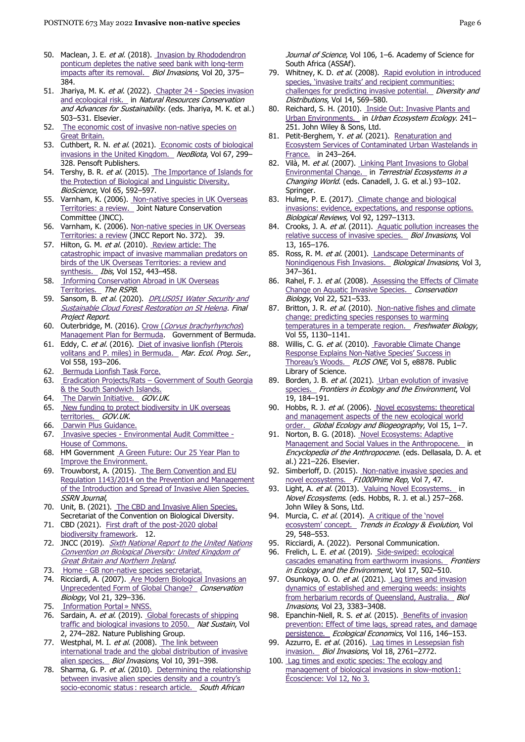50. Maclean, J. E. *et al.* (2018). Invasion by Rhododendron ponticum depletes the native seed bank with long-term impacts after its removal. *Biol Invasions*, Vol 20, 375–384.
51. Jhariya, M. K. *et al.* (2022). Chapter 24 - Species invasion and ecological risk. in *Natural Resources Conservation and Advances for Sustainability*. (eds. Jhariya, M. K. et al.) 503–531. Elsevier.
52. The economic cost of invasive non-native species on Great Britain.
53. Cuthbert, R. N. *et al.* (2021). Economic costs of biological invasions in the United Kingdom. *NeoBiota*, Vol 67, 299–328. Pensoft Publishers.
54. Tershy, B. R. *et al.* (2015). The Importance of Islands for the Protection of Biological and Linguistic Diversity. *BioScience*, Vol 65, 592–597.
55. Varnham, K. (2006). Non-native species in UK Overseas Territories: a review. Joint Nature Conservation Committee (JNCC).
56. Varnham, K. (2006). Non-native species in UK Overseas Territories: a review (JNCC Report No. 372). 39.
57. Hilton, G. M. *et al.* (2010). Review article: The catastrophic impact of invasive mammalian predators on birds of the UK Overseas Territories: a review and synthesis. *Ibis*, Vol 152, 443–458.
58. Informing Conservation Abroad in UK Overseas Territories. *The RSPB*.
59. Sansom, B. *et al.* (2020). *DPLUS051 Water Security and Sustainable Cloud Forest Restoration on St Helena*. *Final Project Report*.
60. Outerbridge, M. (2016). Crow (*Corvus brachyrhynchos*) Management Plan for Bermuda. Government of Bermuda.
61. Eddy, C. *et al.* (2016). Diet of invasive lionfish (Pterois volitans and P. miles) in Bermuda. *Mar. Ecol. Prog. Ser.*, Vol 558, 193–206.
62. Bermuda Lionfish Task Force.
63. Eradication Projects/Rats – Government of South Georgia & the South Sandwich Islands.
64. The Darwin Initiative. *GOV.UK*.
65. New funding to protect biodiversity in UK overseas territories. *GOV.UK*.
66. Darwin Plus Guidance.
67. Invasive species - Environmental Audit Committee - House of Commons.
68. HM Government A Green Future: Our 25 Year Plan to Improve the Environment.
69. Trouwborst, A. (2015). The Bern Convention and EU Regulation 1143/2014 on the Prevention and Management of the Introduction and Spread of Invasive Alien Species. *SSRN Journal*,
70. Unit, B. (2021). The CBD and Invasive Alien Species. Secretariat of the Convention on Biological Diversity.
71. CBD (2021). First draft of the post-2020 global biodiversity framework. 12.
72. JNCC (2019). *Sixth National Report to the United Nations Convention on Biological Diversity: United Kingdom of Great Britain and Northern Ireland*.
73. Home - GB non-native species secretariat.
74. Ricciardi, A. (2007). Are Modern Biological Invasions an Unprecedented Form of Global Change? *Conservation Biology*, Vol 21, 329–336.
75. Information Portal » NNSS.
76. Sardain, A. *et al.* (2019). Global forecasts of shipping traffic and biological invasions to 2050. *Nat Sustain*, Vol 2, 274–282. Nature Publishing Group.
77. Westphal, M. I. *et al.* (2008). The link between international trade and the global distribution of invasive alien species. *Biol Invasions*, Vol 10, 391–398.
78. Sharma, G. P. *et al.* (2010). Determining the relationship between invasive alien species density and a country's socio-economic status : research article. *South African Journal of Science*, Vol 106, 1–6. Academy of Science for South Africa (ASSAf).
79. Whitney, K. D. *et al.* (2008). Rapid evolution in introduced species, 'invasive traits' and recipient communities: challenges for predicting invasive potential. *Diversity and Distributions*, Vol 14, 569–580.
80. Reichard, S. H. (2010). Inside Out: Invasive Plants and Urban Environments. in *Urban Ecosystem Ecology*. 241–251. John Wiley & Sons, Ltd.
81. Petit-Berghem, Y. *et al.* (2021). Renaturation and Ecosystem Services of Contaminated Urban Wastelands in France. in 243–264.
82. Vilà, M. *et al.* (2007). Linking Plant Invasions to Global Environmental Change. in *Terrestrial Ecosystems in a Changing World*. (eds. Canadell, J. G. et al.) 93–102. Springer.
83. Hulme, P. E. (2017). Climate change and biological invasions: evidence, expectations, and response options. *Biological Reviews*, Vol 92, 1297–1313.
84. Crooks, J. A. *et al.* (2011). Aquatic pollution increases the relative success of invasive species. *Biol Invasions*, Vol 13, 165–176.
85. Ross, R. M. *et al.* (2001). Landscape Determinants of Nonindigenous Fish Invasions. *Biological Invasions*, Vol 3, 347–361.
86. Rahel, F. J. *et al.* (2008). Assessing the Effects of Climate Change on Aquatic Invasive Species. *Conservation Biology*, Vol 22, 521–533.
87. Britton, J. R. *et al.* (2010). Non-native fishes and climate change: predicting species responses to warming temperatures in a temperate region. *Freshwater Biology*, Vol 55, 1130–1141.
88. Willis, C. G. *et al.* (2010). Favorable Climate Change Response Explains Non-Native Species' Success in Thoreau's Woods. *PLOS ONE*, Vol 5, e8878. Public Library of Science.
89. Borden, J. B. *et al.* (2021). Urban evolution of invasive species. *Frontiers in Ecology and the Environment*, Vol 19, 184–191.
90. Hobbs, R. J. *et al.* (2006). Novel ecosystems: theoretical and management aspects of the new ecological world order. *Global Ecology and Biogeography*, Vol 15, 1–7.
91. Norton, B. G. (2018). Novel Ecosystems: Adaptive Management and Social Values in the Anthropocene. in *Encyclopedia of the Anthropocene*. (eds. Dellasala, D. A. et al.) 221–226. Elsevier.
92. Simberloff, D. (2015). Non-native invasive species and novel ecosystems. *F1000Prime Rep*, Vol 7, 47.
93. Light, A. *et al.* (2013). Valuing Novel Ecosystems. in *Novel Ecosystems*. (eds. Hobbs, R. J. et al.) 257–268. John Wiley & Sons, Ltd.
94. Murcia, C. *et al.* (2014). A critique of the 'novel ecosystem' concept. *Trends in Ecology & Evolution*, Vol 29, 548–553.
95. Ricciardi, A. (2022). Personal Communication.
96. Frelich, L. E. *et al.* (2019). Side-swiped: ecological cascades emanating from earthworm invasions. *Frontiers in Ecology and the Environment*, Vol 17, 502–510.
97. Osunkoya, O. O. *et al.* (2021). Lag times and invasion dynamics of established and emerging weeds: insights from herbarium records of Queensland, Australia. *Biol Invasions*, Vol 23, 3383–3408.
98. Epanchin-Niell, R. S. *et al.* (2015). Benefits of invasion prevention: Effect of time lags, spread rates, and damage persistence. *Ecological Economics*, Vol 116, 146–153.
99. Azzurro, E. *et al.* (2016). Lag times in Lessepsian fish invasion. *Biol Invasions*, Vol 18, 2761–2772.
100. Lag times and exotic species: The ecology and management of biological invasions in slow-motion1: Écoscience: Vol 12, No 3.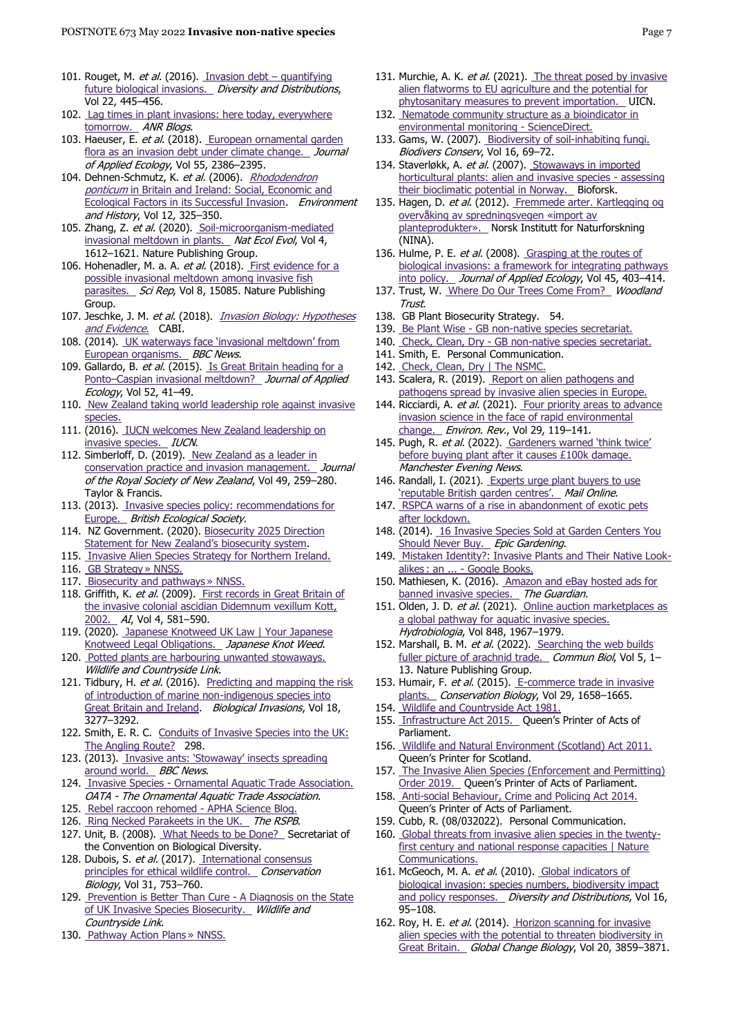101. Rouget, M. *et al.* (2016). Invasion debt – quantifying future biological invasions. *Diversity and Distributions*, Vol 22, 445–456.
102. Lag times in plant invasions: here today, everywhere tomorrow. *ANR Blogs*.
103. Haeuser, E. *et al.* (2018). European ornamental garden flora as an invasion debt under climate change. *Journal of Applied Ecology*, Vol 55, 2386–2395.
104. Dehnen-Schmutz, K. *et al.* (2006). *Rhododendron ponticum* in Britain and Ireland: Social, Economic and Ecological Factors in its Successful Invasion. *Environment and History*, Vol 12, 325–350.
105. Zhang, Z. *et al.* (2020). Soil-microorganism-mediated invasional meltdown in plants. *Nat Ecol Evol*, Vol 4, 1612–1621. Nature Publishing Group.
106. Hohenadler, M. a. A. *et al.* (2018). First evidence for a possible invasional meltdown among invasive fish parasites. *Sci Rep*, Vol 8, 15085. Nature Publishing Group.
107. Jeschke, J. M. *et al.* (2018). *Invasion Biology: Hypotheses and Evidence*. CABI.
108. (2014). UK waterways face 'invasional meltdown' from European organisms. *BBC News*.
109. Gallardo, B. *et al.* (2015). Is Great Britain heading for a Ponto–Caspian invasional meltdown? *Journal of Applied Ecology*, Vol 52, 41–49.
110. New Zealand taking world leadership role against invasive species.
111. (2016). IUCN welcomes New Zealand leadership on invasive species. *IUCN*.
112. Simberloff, D. (2019). New Zealand as a leader in conservation practice and invasion management. *Journal of the Royal Society of New Zealand*, Vol 49, 259–280. Taylor & Francis.
113. (2013). Invasive species policy: recommendations for Europe. *British Ecological Society*.
114. NZ Government. (2020). Biosecurity 2025 Direction Statement for New Zealand's biosecurity system.
115. Invasive Alien Species Strategy for Northern Ireland.
116. GB Strategy » NNSS.
117. Biosecurity and pathways » NNSS.
118. Griffith, K. *et al.* (2009). First records in Great Britain of the invasive colonial ascidian Didemnum vexillum Kott, 2002. *AI*, Vol 4, 581–590.
119. (2020). Japanese Knotweed UK Law | Your Japanese Knotweed Legal Obligations. *Japanese Knot Weed*.
120. Potted plants are harbouring unwanted stowaways. *Wildlife and Countryside Link*.
121. Tidbury, H. *et al.* (2016). Predicting and mapping the risk of introduction of marine non-indigenous species into Great Britain and Ireland. *Biological Invasions*, Vol 18, 3277–3292.
122. Smith, E. R. C. Conduits of Invasive Species into the UK: The Angling Route? 298.
123. (2013). Invasive ants: 'Stowaway' insects spreading around world. *BBC News*.
124. Invasive Species - Ornamental Aquatic Trade Association. *OATA - The Ornamental Aquatic Trade Association*.
125. Rebel raccoon rehomed - APHA Science Blog.
126. Ring Necked Parakeets in the UK. *The RSPB*.
127. Unit, B. (2008). What Needs to be Done? Secretariat of the Convention on Biological Diversity.
128. Dubois, S. *et al.* (2017). International consensus principles for ethical wildlife control. *Conservation Biology*, Vol 31, 753–760.
129. Prevention is Better Than Cure - A Diagnosis on the State of UK Invasive Species Biosecurity. *Wildlife and Countryside Link*.
130. Pathway Action Plans » NNSS.
131. Murchie, A. K. *et al.* (2021). The threat posed by invasive alien flatworms to EU agriculture and the potential for phytosanitary measures to prevent importation. UICN.
132. Nematode community structure as a bioindicator in environmental monitoring - ScienceDirect.
133. Gams, W. (2007). Biodiversity of soil-inhabiting fungi. *Biodivers Conserv*, Vol 16, 69–72.
134. Staverløkk, A. *et al.* (2007). Stowaways in imported horticultural plants: alien and invasive species - assessing their bioclimatic potential in Norway. Bioforsk.
135. Hagen, D. *et al.* (2012). Fremmede arter. Kartlegging og overvåking av spredningsvegen «import av planteprodukter». Norsk Institutt for Naturforskning (NINA).
136. Hulme, P. E. *et al.* (2008). Grasping at the routes of biological invasions: a framework for integrating pathways into policy. *Journal of Applied Ecology*, Vol 45, 403–414.
137. Trust, W. Where Do Our Trees Come From? *Woodland Trust*.
138. GB Plant Biosecurity Strategy. 54.
139. Be Plant Wise - GB non-native species secretariat.
140. Check, Clean, Dry - GB non-native species secretariat.
141. Smith, E. Personal Communication.
142. Check, Clean, Dry | The NSMC.
143. Scalera, R. (2019). Report on alien pathogens and pathogens spread by invasive alien species in Europe.
144. Ricciardi, A. *et al.* (2021). Four priority areas to advance invasion science in the face of rapid environmental change. *Environ. Rev.*, Vol 29, 119–141.
145. Pugh, R. *et al.* (2022). Gardeners warned 'think twice' before buying plant after it causes £100k damage. *Manchester Evening News*.
146. Randall, I. (2021). Experts urge plant buyers to use 'reputable British garden centres'. *Mail Online*.
147. RSPCA warns of a rise in abandonment of exotic pets after lockdown.
148. (2014). 16 Invasive Species Sold at Garden Centers You Should Never Buy. *Epic Gardening*.
149. Mistaken Identity?: Invasive Plants and Their Native Look-alikes : an ... - Google Books.
150. Mathiesen, K. (2016). Amazon and eBay hosted ads for banned invasive species. *The Guardian*.
151. Olden, J. D. *et al.* (2021). Online auction marketplaces as a global pathway for aquatic invasive species. *Hydrobiologia*, Vol 848, 1967–1979.
152. Marshall, B. M. *et al.* (2022). Searching the web builds fuller picture of arachnid trade. *Commun Biol*, Vol 5, 1–13. Nature Publishing Group.
153. Humair, F. *et al.* (2015). E-commerce trade in invasive plants. *Conservation Biology*, Vol 29, 1658–1665.
154. Wildlife and Countryside Act 1981.
155. Infrastructure Act 2015. Queen's Printer of Acts of Parliament.
156. Wildlife and Natural Environment (Scotland) Act 2011. Queen's Printer for Scotland.
157. The Invasive Alien Species (Enforcement and Permitting) Order 2019. Queen's Printer of Acts of Parliament.
158. Anti-social Behaviour, Crime and Policing Act 2014. Queen's Printer of Acts of Parliament.
159. Cubb, R. (08/032022). Personal Communication.
160. Global threats from invasive alien species in the twenty-first century and national response capacities | Nature Communications.
161. McGeoch, M. A. *et al.* (2010). Global indicators of biological invasion: species numbers, biodiversity impact and policy responses. *Diversity and Distributions*, Vol 16, 95–108.
162. Roy, H. E. *et al.* (2014). Horizon scanning for invasive alien species with the potential to threaten biodiversity in Great Britain. *Global Change Biology*, Vol 20, 3859–3871.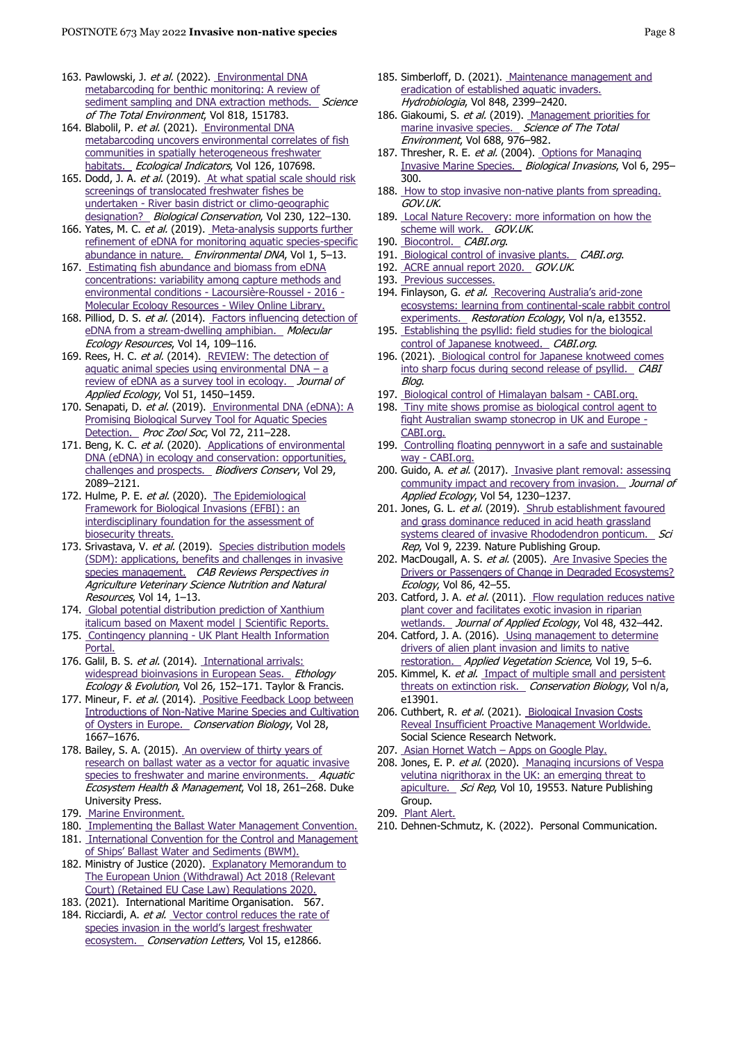163. Pawlowski, J. *et al.* (2022). Environmental DNA metabarcoding for benthic monitoring: A review of sediment sampling and DNA extraction methods. *Science of The Total Environment*, Vol 818, 151783.
164. Blabolil, P. *et al.* (2021). Environmental DNA metabarcoding uncovers environmental correlates of fish communities in spatially heterogeneous freshwater habitats. *Ecological Indicators*, Vol 126, 107698.
165. Dodd, J. A. *et al.* (2019). At what spatial scale should risk screenings of translocated freshwater fishes be undertaken - River basin district or climo-geographic designation? *Biological Conservation*, Vol 230, 122–130.
166. Yates, M. C. *et al.* (2019). Meta-analysis supports further refinement of eDNA for monitoring aquatic species-specific abundance in nature. *Environmental DNA*, Vol 1, 5–13.
167. Estimating fish abundance and biomass from eDNA concentrations: variability among capture methods and environmental conditions - Lacoursière-Roussel - 2016 - Molecular Ecology Resources - Wiley Online Library.
168. Pilliod, D. S. *et al.* (2014). Factors influencing detection of eDNA from a stream-dwelling amphibian. *Molecular Ecology Resources*, Vol 14, 109–116.
169. Rees, H. C. *et al.* (2014). REVIEW: The detection of aquatic animal species using environmental DNA – a review of eDNA as a survey tool in ecology. *Journal of Applied Ecology*, Vol 51, 1450–1459.
170. Senapati, D. *et al.* (2019). Environmental DNA (eDNA): A Promising Biological Survey Tool for Aquatic Species Detection. *Proc Zool Soc*, Vol 72, 211–228.
171. Beng, K. C. *et al.* (2020). Applications of environmental DNA (eDNA) in ecology and conservation: opportunities, challenges and prospects. *Biodivers Conserv*, Vol 29, 2089–2121.
172. Hulme, P. E. *et al.* (2020). The Epidemiological Framework for Biological Invasions (EFBI): an interdisciplinary foundation for the assessment of biosecurity threats.
173. Srivastava, V. *et al.* (2019). Species distribution models (SDM): applications, benefits and challenges in invasive species management. *CAB Reviews Perspectives in Agriculture Veterinary Science Nutrition and Natural Resources*, Vol 14, 1–13.
174. Global potential distribution prediction of Xanthium italicum based on Maxent model | Scientific Reports.
175. Contingency planning - UK Plant Health Information Portal.
176. Galil, B. S. *et al.* (2014). International arrivals: widespread bioinvasions in European Seas. *Ethology Ecology & Evolution*, Vol 26, 152–171. Taylor & Francis.
177. Mineur, F. *et al.* (2014). Positive Feedback Loop between Introductions of Non-Native Marine Species and Cultivation of Oysters in Europe. *Conservation Biology*, Vol 28, 1667–1676.
178. Bailey, S. A. (2015). An overview of thirty years of research on ballast water as a vector for aquatic invasive species to freshwater and marine environments. *Aquatic Ecosystem Health & Management*, Vol 18, 261–268. Duke University Press.
179. Marine Environment.
180. Implementing the Ballast Water Management Convention.
181. International Convention for the Control and Management of Ships' Ballast Water and Sediments (BWM).
182. Ministry of Justice (2020). Explanatory Memorandum to The European Union (Withdrawal) Act 2018 (Relevant Court) (Retained EU Case Law) Regulations 2020.
183. (2021). International Maritime Organisation. 567.
184. Ricciardi, A. *et al.* Vector control reduces the rate of species invasion in the world's largest freshwater ecosystem. *Conservation Letters*, Vol 15, e12866.
185. Simberloff, D. (2021). Maintenance management and eradication of established aquatic invaders. *Hydrobiologia*, Vol 848, 2399–2420.
186. Giakoumi, S. *et al.* (2019). Management priorities for marine invasive species. *Science of The Total Environment*, Vol 688, 976–982.
187. Thresher, R. E. *et al.* (2004). Options for Managing Invasive Marine Species. *Biological Invasions*, Vol 6, 295–300.
188. How to stop invasive non-native plants from spreading. *GOV.UK*.
189. Local Nature Recovery: more information on how the scheme will work. *GOV.UK*.
190. Biocontrol. *CABI.org*.
191. Biological control of invasive plants. *CABI.org*.
192. ACRE annual report 2020. *GOV.UK*.
193. Previous successes.
194. Finlayson, G. *et al.* Recovering Australia's arid-zone ecosystems: learning from continental-scale rabbit control experiments. *Restoration Ecology*, Vol n/a, e13552.
195. Establishing the psyllid: field studies for the biological control of Japanese knotweed. *CABI.org*.
196. (2021). Biological control for Japanese knotweed comes into sharp focus during second release of psyllid. *CABI Blog*.
197. Biological control of Himalayan balsam - CABI.org.
198. Tiny mite shows promise as biological control agent to fight Australian swamp stonecrop in UK and Europe - CABI.org.
199. Controlling floating pennywort in a safe and sustainable way - CABI.org.
200. Guido, A. *et al.* (2017). Invasive plant removal: assessing community impact and recovery from invasion. *Journal of Applied Ecology*, Vol 54, 1230–1237.
201. Jones, G. L. *et al.* (2019). Shrub establishment favoured and grass dominance reduced in acid heath grassland systems cleared of invasive Rhododendron ponticum. *Sci Rep*, Vol 9, 2239. Nature Publishing Group.
202. MacDougall, A. S. *et al.* (2005). Are Invasive Species the Drivers or Passengers of Change in Degraded Ecosystems? *Ecology*, Vol 86, 42–55.
203. Catford, J. A. *et al.* (2011). Flow regulation reduces native plant cover and facilitates exotic invasion in riparian wetlands. *Journal of Applied Ecology*, Vol 48, 432–442.
204. Catford, J. A. (2016). Using management to determine drivers of alien plant invasion and limits to native restoration. *Applied Vegetation Science*, Vol 19, 5–6.
205. Kimmel, K. *et al.* Impact of multiple small and persistent threats on extinction risk. *Conservation Biology*, Vol n/a, e13901.
206. Cuthbert, R. *et al.* (2021). Biological Invasion Costs Reveal Insufficient Proactive Management Worldwide. Social Science Research Network.
207. Asian Hornet Watch – Apps on Google Play.
208. Jones, E. P. *et al.* (2020). Managing incursions of Vespa velutina nigrithorax in the UK: an emerging threat to apiculture. *Sci Rep*, Vol 10, 19553. Nature Publishing Group.
209. Plant Alert.
210. Dehnen-Schmutz, K. (2022). Personal Communication.